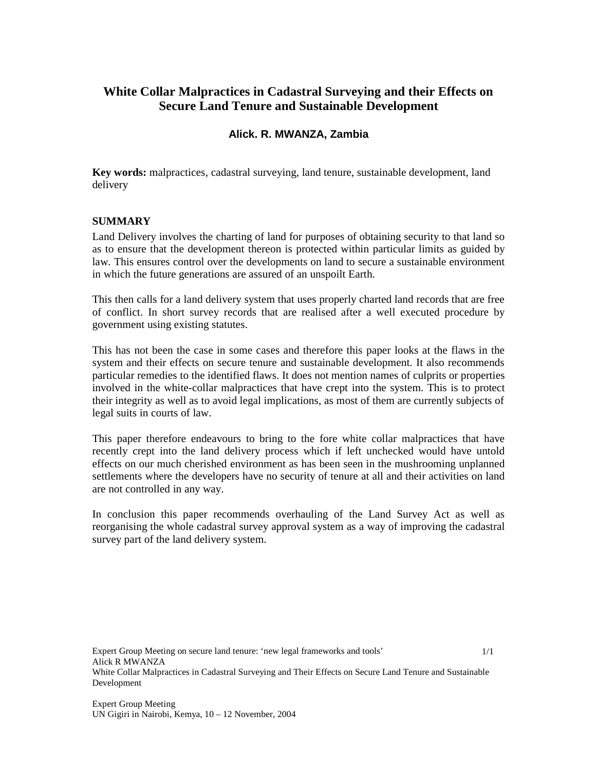# White Collar Malpractices in Cadastral Surveying and their Effects on Secure Land Tenure and Sustainable Development

**Alick. R. MWANZA, Zambia**

**Key words:** malpractices, cadastral surveying, land tenure, sustainable development, land delivery

## SUMMARY

Land Delivery involves the charting of land for purposes of obtaining security to that land so as to ensure that the development thereon is protected within particular limits as guided by law. This ensures control over the developments on land to secure a sustainable environment in which the future generations are assured of an unspoilt Earth.

This then calls for a land delivery system that uses properly charted land records that are free of conflict. In short survey records that are realised after a well executed procedure by government using existing statutes.

This has not been the case in some cases and therefore this paper looks at the flaws in the system and their effects on secure tenure and sustainable development. It also recommends particular remedies to the identified flaws. It does not mention names of culprits or properties involved in the white-collar malpractices that have crept into the system. This is to protect their integrity as well as to avoid legal implications, as most of them are currently subjects of legal suits in courts of law.

This paper therefore endeavours to bring to the fore white collar malpractices that have recently crept into the land delivery process which if left unchecked would have untold effects on our much cherished environment as has been seen in the mushrooming unplanned settlements where the developers have no security of tenure at all and their activities on land are not controlled in any way.

In conclusion this paper recommends overhauling of the Land Survey Act as well as reorganising the whole cadastral survey approval system as a way of improving the cadastral survey part of the land delivery system.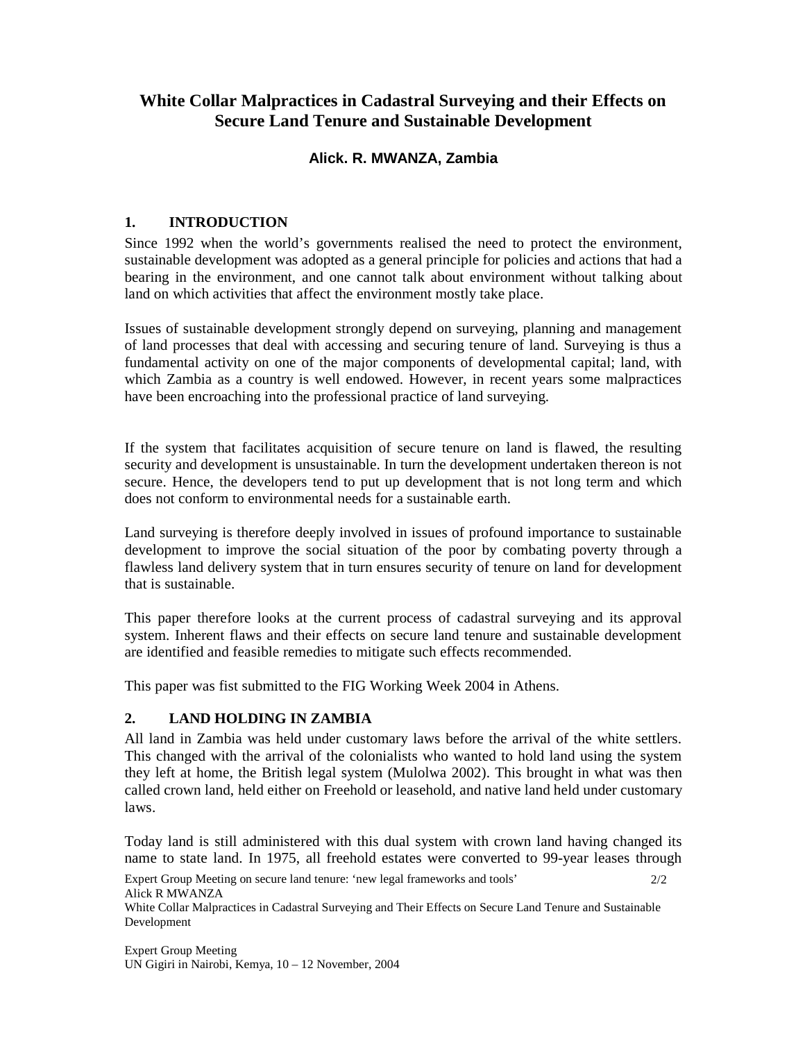# White Collar Malpractices in Cadastral Surveying and their Effects on Secure Land Tenure and Sustainable Development

**Alick. R. MWANZA, Zambia**

## 1. INTRODUCTION

Since 1992 when the world's governments realised the need to protect the environment, sustainable development was adopted as a general principle for policies and actions that had a bearing in the environment, and one cannot talk about environment without talking about land on which activities that affect the environment mostly take place.

Issues of sustainable development strongly depend on surveying, planning and management of land processes that deal with accessing and securing tenure of land. Surveying is thus a fundamental activity on one of the major components of developmental capital; land, with which Zambia as a country is well endowed. However, in recent years some malpractices have been encroaching into the professional practice of land surveying.

If the system that facilitates acquisition of secure tenure on land is flawed, the resulting security and development is unsustainable. In turn the development undertaken thereon is not secure. Hence, the developers tend to put up development that is not long term and which does not conform to environmental needs for a sustainable earth.

Land surveying is therefore deeply involved in issues of profound importance to sustainable development to improve the social situation of the poor by combating poverty through a flawless land delivery system that in turn ensures security of tenure on land for development that is sustainable.

This paper therefore looks at the current process of cadastral surveying and its approval system. Inherent flaws and their effects on secure land tenure and sustainable development are identified and feasible remedies to mitigate such effects recommended.

This paper was fist submitted to the FIG Working Week 2004 in Athens.

## 2. LAND HOLDING IN ZAMBIA

All land in Zambia was held under customary laws before the arrival of the white settlers. This changed with the arrival of the colonialists who wanted to hold land using the system they left at home, the British legal system (Mulolwa 2002). This brought in what was then called crown land, held either on Freehold or leasehold, and native land held under customary laws.

Today land is still administered with this dual system with crown land having changed its name to state land. In 1975, all freehold estates were converted to 99-year leases through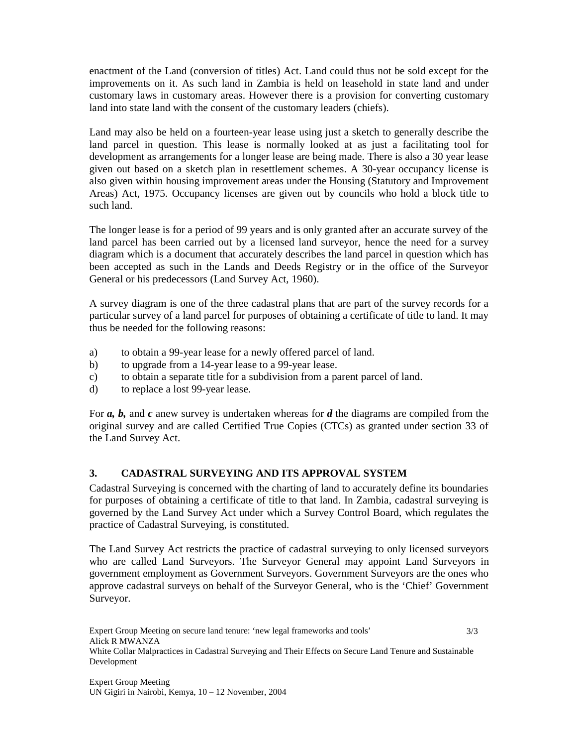enactment of the Land (conversion of titles) Act. Land could thus not be sold except for the improvements on it. As such land in Zambia is held on leasehold in state land and under customary laws in customary areas. However there is a provision for converting customary land into state land with the consent of the customary leaders (chiefs).

Land may also be held on a fourteen-year lease using just a sketch to generally describe the land parcel in question. This lease is normally looked at as just a facilitating tool for development as arrangements for a longer lease are being made. There is also a 30 year lease given out based on a sketch plan in resettlement schemes. A 30-year occupancy license is also given within housing improvement areas under the Housing (Statutory and Improvement Areas) Act, 1975. Occupancy licenses are given out by councils who hold a block title to such land.

The longer lease is for a period of 99 years and is only granted after an accurate survey of the land parcel has been carried out by a licensed land surveyor, hence the need for a survey diagram which is a document that accurately describes the land parcel in question which has been accepted as such in the Lands and Deeds Registry or in the office of the Surveyor General or his predecessors (Land Survey Act, 1960).

A survey diagram is one of the three cadastral plans that are part of the survey records for a particular survey of a land parcel for purposes of obtaining a certificate of title to land. It may thus be needed for the following reasons:

a) to obtain a 99-year lease for a newly offered parcel of land.
b) to upgrade from a 14-year lease to a 99-year lease.
c) to obtain a separate title for a subdivision from a parent parcel of land.
d) to replace a lost 99-year lease.

For ***a, b,*** and ***c*** anew survey is undertaken whereas for ***d*** the diagrams are compiled from the original survey and are called Certified True Copies (CTCs) as granted under section 33 of the Land Survey Act.

## 3. CADASTRAL SURVEYING AND ITS APPROVAL SYSTEM

Cadastral Surveying is concerned with the charting of land to accurately define its boundaries for purposes of obtaining a certificate of title to that land. In Zambia, cadastral surveying is governed by the Land Survey Act under which a Survey Control Board, which regulates the practice of Cadastral Surveying, is constituted.

The Land Survey Act restricts the practice of cadastral surveying to only licensed surveyors who are called Land Surveyors. The Surveyor General may appoint Land Surveyors in government employment as Government Surveyors. Government Surveyors are the ones who approve cadastral surveys on behalf of the Surveyor General, who is the 'Chief' Government Surveyor.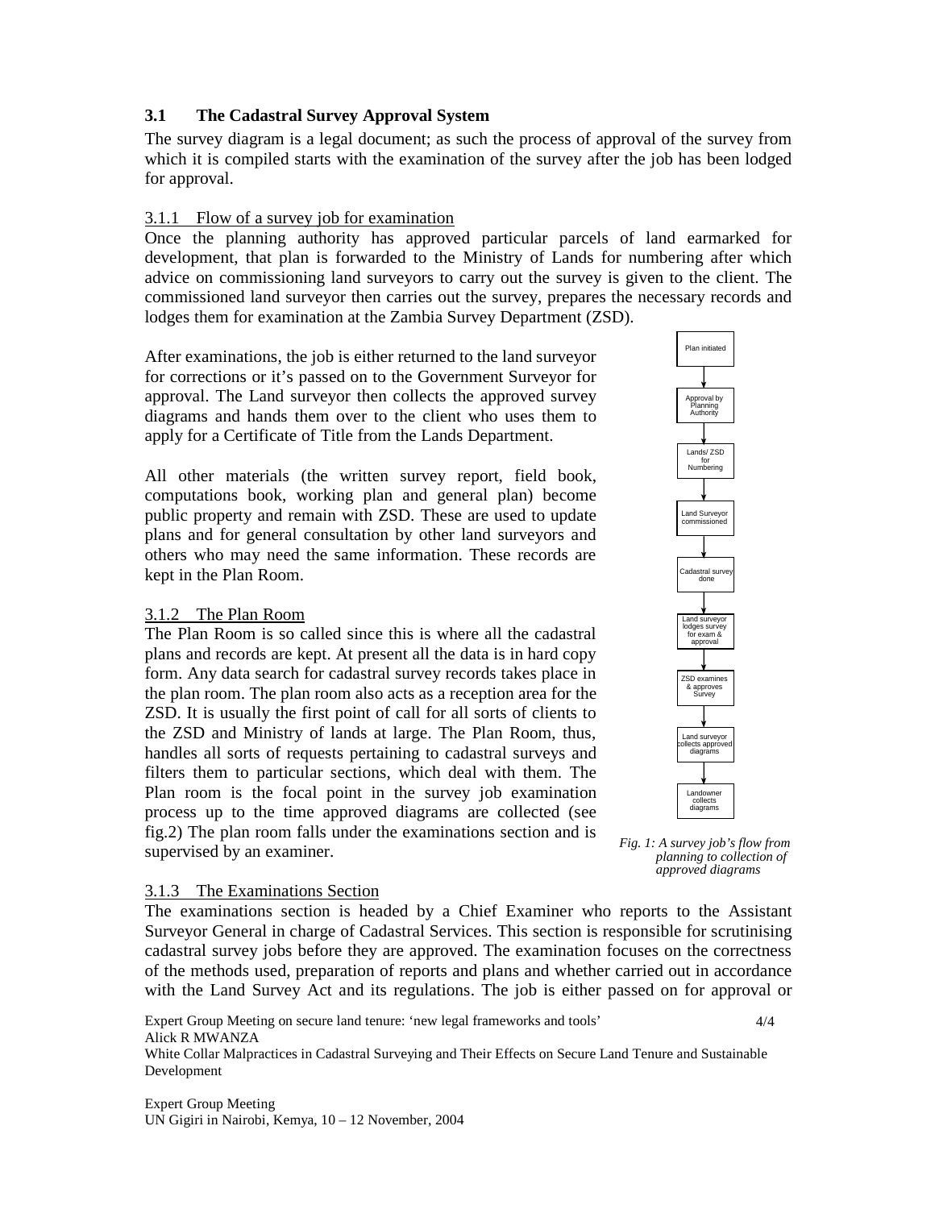### 3.1 The Cadastral Survey Approval System

The survey diagram is a legal document; as such the process of approval of the survey from which it is compiled starts with the examination of the survey after the job has been lodged for approval.

#### 3.1.1 Flow of a survey job for examination

Once the planning authority has approved particular parcels of land earmarked for development, that plan is forwarded to the Ministry of Lands for numbering after which advice on commissioning land surveyors to carry out the survey is given to the client. The commissioned land surveyor then carries out the survey, prepares the necessary records and lodges them for examination at the Zambia Survey Department (ZSD).

After examinations, the job is either returned to the land surveyor for corrections or it's passed on to the Government Surveyor for approval. The Land surveyor then collects the approved survey diagrams and hands them over to the client who uses them to apply for a Certificate of Title from the Lands Department.

All other materials (the written survey report, field book, computations book, working plan and general plan) become public property and remain with ZSD. These are used to update plans and for general consultation by other land surveyors and others who may need the same information. These records are kept in the Plan Room.

Plan initiated → Approval by Planning Authority → Lands/ ZSD for Numbering → Land Surveyor commissioned → Cadastral survey done → Land surveyor lodges survey for exam & approval → ZSD examines & approves Survey → Land surveyor collects approved diagrams → Landowner collects diagrams

*Fig. 1: A survey job's flow from planning to collection of approved diagrams*

#### 3.1.2 The Plan Room

The Plan Room is so called since this is where all the cadastral plans and records are kept. At present all the data is in hard copy form. Any data search for cadastral survey records takes place in the plan room. The plan room also acts as a reception area for the ZSD. It is usually the first point of call for all sorts of clients to the ZSD and Ministry of lands at large. The Plan Room, thus, handles all sorts of requests pertaining to cadastral surveys and filters them to particular sections, which deal with them. The Plan room is the focal point in the survey job examination process up to the time approved diagrams are collected (see fig.2) The plan room falls under the examinations section and is supervised by an examiner.

#### 3.1.3 The Examinations Section

The examinations section is headed by a Chief Examiner who reports to the Assistant Surveyor General in charge of Cadastral Services. This section is responsible for scrutinising cadastral survey jobs before they are approved. The examination focuses on the correctness of the methods used, preparation of reports and plans and whether carried out in accordance with the Land Survey Act and its regulations. The job is either passed on for approval or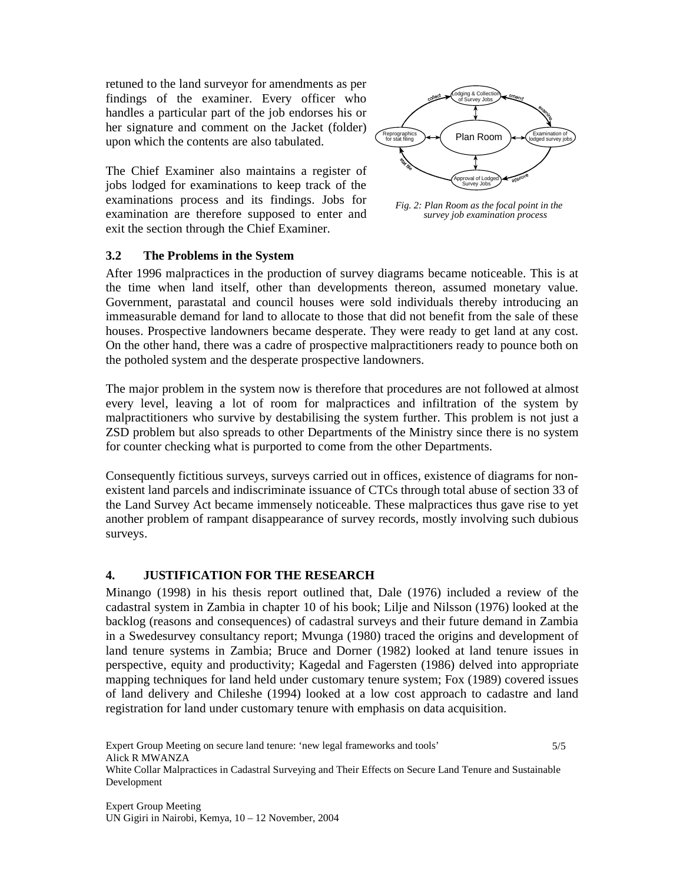retuned to the land surveyor for amendments as per findings of the examiner. Every officer who handles a particular part of the job endorses his or her signature and comment on the Jacket (folder) upon which the contents are also tabulated.

The Chief Examiner also maintains a register of jobs lodged for examinations to keep track of the examinations process and its findings. Jobs for examination are therefore supposed to enter and exit the section through the Chief Examiner.

*Fig. 2: Plan Room as the focal point in the survey job examination process*

### 3.2 The Problems in the System

After 1996 malpractices in the production of survey diagrams became noticeable. This is at the time when land itself, other than developments thereon, assumed monetary value. Government, parastatal and council houses were sold individuals thereby introducing an immeasurable demand for land to allocate to those that did not benefit from the sale of these houses. Prospective landowners became desperate. They were ready to get land at any cost. On the other hand, there was a cadre of prospective malpractitioners ready to pounce both on the potholed system and the desperate prospective landowners.

The major problem in the system now is therefore that procedures are not followed at almost every level, leaving a lot of room for malpractices and infiltration of the system by malpractitioners who survive by destabilising the system further. This problem is not just a ZSD problem but also spreads to other Departments of the Ministry since there is no system for counter checking what is purported to come from the other Departments.

Consequently fictitious surveys, surveys carried out in offices, existence of diagrams for non-existent land parcels and indiscriminate issuance of CTCs through total abuse of section 33 of the Land Survey Act became immensely noticeable. These malpractices thus gave rise to yet another problem of rampant disappearance of survey records, mostly involving such dubious surveys.

## 4. JUSTIFICATION FOR THE RESEARCH

Minango (1998) in his thesis report outlined that, Dale (1976) included a review of the cadastral system in Zambia in chapter 10 of his book; Lilje and Nilsson (1976) looked at the backlog (reasons and consequences) of cadastral surveys and their future demand in Zambia in a Swedesurvey consultancy report; Mvunga (1980) traced the origins and development of land tenure systems in Zambia; Bruce and Dorner (1982) looked at land tenure issues in perspective, equity and productivity; Kagedal and Fagersten (1986) delved into appropriate mapping techniques for land held under customary tenure system; Fox (1989) covered issues of land delivery and Chileshe (1994) looked at a low cost approach to cadastre and land registration for land under customary tenure with emphasis on data acquisition.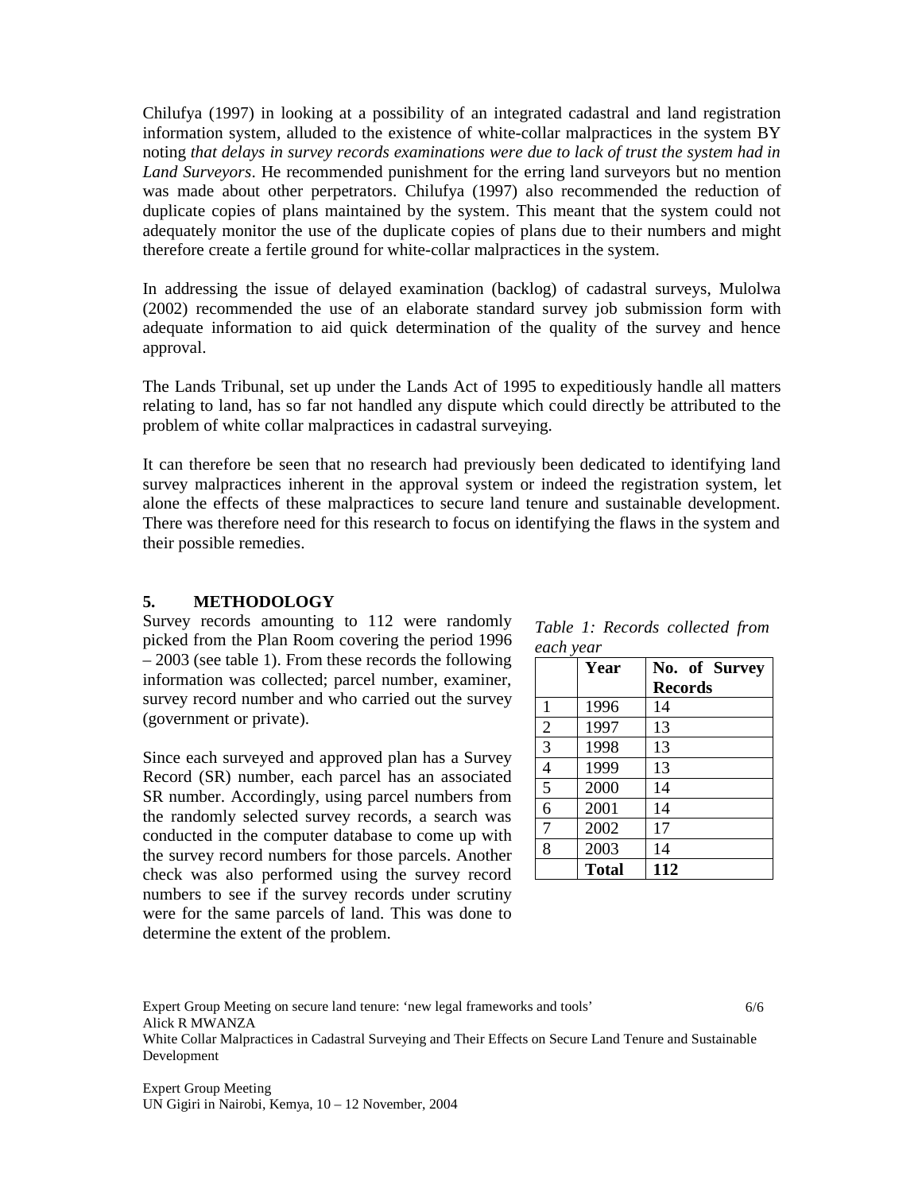Chilufya (1997) in looking at a possibility of an integrated cadastral and land registration information system, alluded to the existence of white-collar malpractices in the system BY noting *that delays in survey records examinations were due to lack of trust the system had in Land Surveyors*. He recommended punishment for the erring land surveyors but no mention was made about other perpetrators. Chilufya (1997) also recommended the reduction of duplicate copies of plans maintained by the system. This meant that the system could not adequately monitor the use of the duplicate copies of plans due to their numbers and might therefore create a fertile ground for white-collar malpractices in the system.

In addressing the issue of delayed examination (backlog) of cadastral surveys, Mulolwa (2002) recommended the use of an elaborate standard survey job submission form with adequate information to aid quick determination of the quality of the survey and hence approval.

The Lands Tribunal, set up under the Lands Act of 1995 to expeditiously handle all matters relating to land, has so far not handled any dispute which could directly be attributed to the problem of white collar malpractices in cadastral surveying.

It can therefore be seen that no research had previously been dedicated to identifying land survey malpractices inherent in the approval system or indeed the registration system, let alone the effects of these malpractices to secure land tenure and sustainable development. There was therefore need for this research to focus on identifying the flaws in the system and their possible remedies.

## 5. METHODOLOGY

Survey records amounting to 112 were randomly picked from the Plan Room covering the period 1996 – 2003 (see table 1). From these records the following information was collected; parcel number, examiner, survey record number and who carried out the survey (government or private).

Since each surveyed and approved plan has a Survey Record (SR) number, each parcel has an associated SR number. Accordingly, using parcel numbers from the randomly selected survey records, a search was conducted in the computer database to come up with the survey record numbers for those parcels. Another check was also performed using the survey record numbers to see if the survey records under scrutiny were for the same parcels of land. This was done to determine the extent of the problem.

*Table 1: Records collected from each year*

| | Year | No. of Survey Records |
|---|---|---|
| 1 | 1996 | 14 |
| 2 | 1997 | 13 |
| 3 | 1998 | 13 |
| 4 | 1999 | 13 |
| 5 | 2000 | 14 |
| 6 | 2001 | 14 |
| 7 | 2002 | 17 |
| 8 | 2003 | 14 |
| | **Total** | **112** |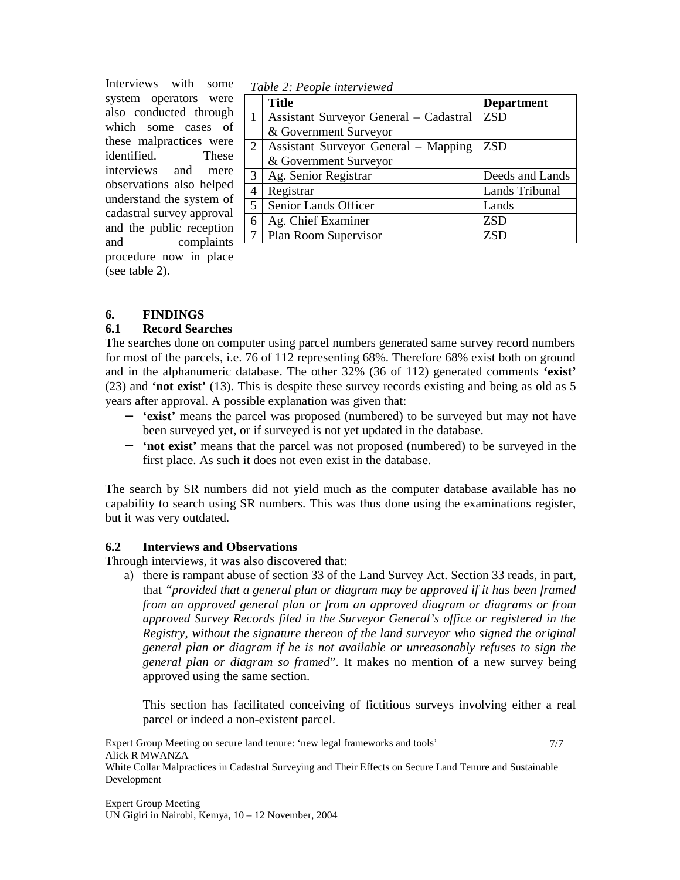Interviews with some system operators were also conducted through which some cases of these malpractices were identified. These interviews and mere observations also helped understand the system of cadastral survey approval and the public reception and complaints procedure now in place (see table 2).

*Table 2: People interviewed*

| | Title | Department |
|---|---|---|
| 1 | Assistant Surveyor General – Cadastral & Government Surveyor | ZSD |
| 2 | Assistant Surveyor General – Mapping & Government Surveyor | ZSD |
| 3 | Ag. Senior Registrar | Deeds and Lands |
| 4 | Registrar | Lands Tribunal |
| 5 | Senior Lands Officer | Lands |
| 6 | Ag. Chief Examiner | ZSD |
| 7 | Plan Room Supervisor | ZSD |

## 6. FINDINGS

### 6.1 Record Searches

The searches done on computer using parcel numbers generated same survey record numbers for most of the parcels, i.e. 76 of 112 representing 68%. Therefore 68% exist both on ground and in the alphanumeric database. The other 32% (36 of 112) generated comments **'exist'** (23) and **'not exist'** (13). This is despite these survey records existing and being as old as 5 years after approval. A possible explanation was given that:

- **'exist'** means the parcel was proposed (numbered) to be surveyed but may not have been surveyed yet, or if surveyed is not yet updated in the database.
- **'not exist'** means that the parcel was not proposed (numbered) to be surveyed in the first place. As such it does not even exist in the database.

The search by SR numbers did not yield much as the computer database available has no capability to search using SR numbers. This was thus done using the examinations register, but it was very outdated.

### 6.2 Interviews and Observations

Through interviews, it was also discovered that:

a) there is rampant abuse of section 33 of the Land Survey Act. Section 33 reads, in part, that *"provided that a general plan or diagram may be approved if it has been framed from an approved general plan or from an approved diagram or diagrams or from approved Survey Records filed in the Surveyor General's office or registered in the Registry, without the signature thereon of the land surveyor who signed the original general plan or diagram if he is not available or unreasonably refuses to sign the general plan or diagram so framed*". It makes no mention of a new survey being approved using the same section.

   This section has facilitated conceiving of fictitious surveys involving either a real parcel or indeed a non-existent parcel.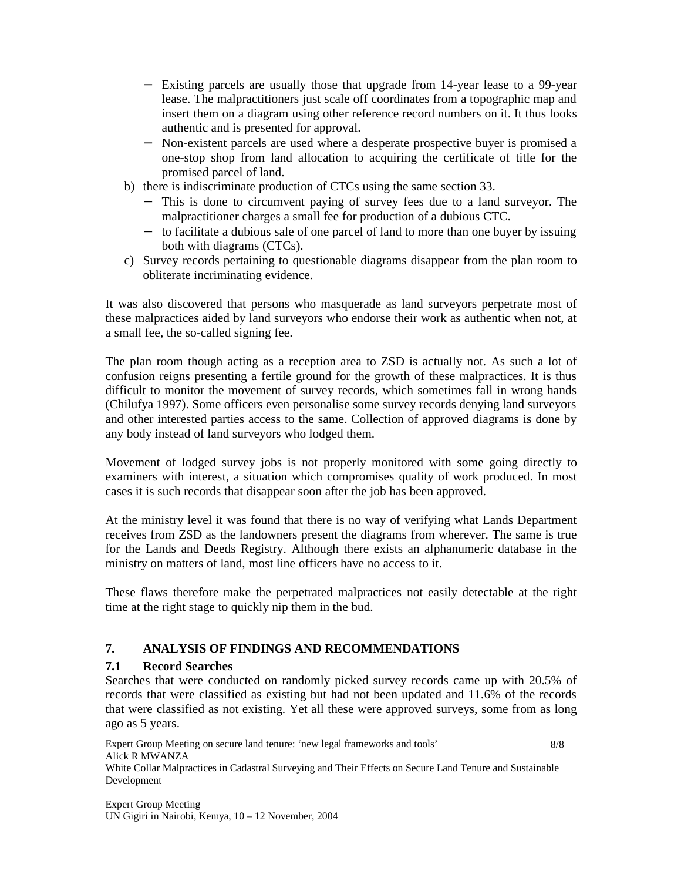- Existing parcels are usually those that upgrade from 14-year lease to a 99-year lease. The malpractitioners just scale off coordinates from a topographic map and insert them on a diagram using other reference record numbers on it. It thus looks authentic and is presented for approval.
  - Non-existent parcels are used where a desperate prospective buyer is promised a one-stop shop from land allocation to acquiring the certificate of title for the promised parcel of land.

b) there is indiscriminate production of CTCs using the same section 33.
  - This is done to circumvent paying of survey fees due to a land surveyor. The malpractitioner charges a small fee for production of a dubious CTC.
  - to facilitate a dubious sale of one parcel of land to more than one buyer by issuing both with diagrams (CTCs).

c) Survey records pertaining to questionable diagrams disappear from the plan room to obliterate incriminating evidence.

It was also discovered that persons who masquerade as land surveyors perpetrate most of these malpractices aided by land surveyors who endorse their work as authentic when not, at a small fee, the so-called signing fee.

The plan room though acting as a reception area to ZSD is actually not. As such a lot of confusion reigns presenting a fertile ground for the growth of these malpractices. It is thus difficult to monitor the movement of survey records, which sometimes fall in wrong hands (Chilufya 1997). Some officers even personalise some survey records denying land surveyors and other interested parties access to the same. Collection of approved diagrams is done by any body instead of land surveyors who lodged them.

Movement of lodged survey jobs is not properly monitored with some going directly to examiners with interest, a situation which compromises quality of work produced. In most cases it is such records that disappear soon after the job has been approved.

At the ministry level it was found that there is no way of verifying what Lands Department receives from ZSD as the landowners present the diagrams from wherever. The same is true for the Lands and Deeds Registry. Although there exists an alphanumeric database in the ministry on matters of land, most line officers have no access to it.

These flaws therefore make the perpetrated malpractices not easily detectable at the right time at the right stage to quickly nip them in the bud.

## 7. ANALYSIS OF FINDINGS AND RECOMMENDATIONS

### 7.1 Record Searches

Searches that were conducted on randomly picked survey records came up with 20.5% of records that were classified as existing but had not been updated and 11.6% of the records that were classified as not existing. Yet all these were approved surveys, some from as long ago as 5 years.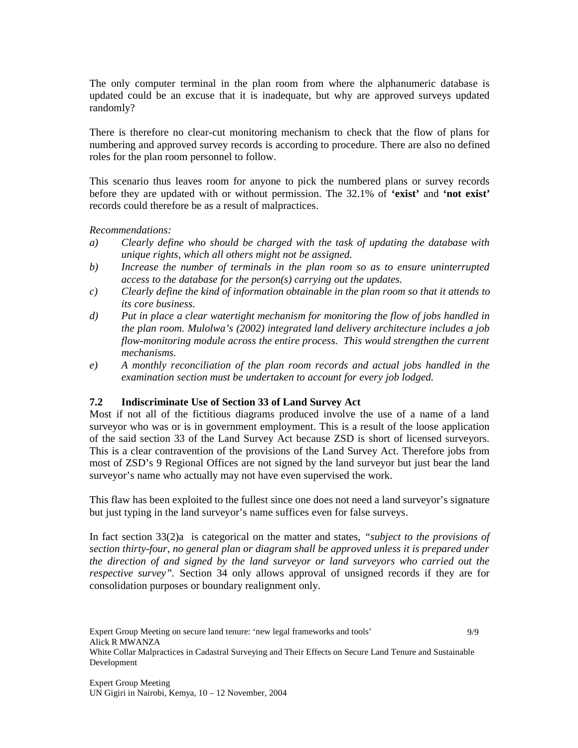The only computer terminal in the plan room from where the alphanumeric database is updated could be an excuse that it is inadequate, but why are approved surveys updated randomly?

There is therefore no clear-cut monitoring mechanism to check that the flow of plans for numbering and approved survey records is according to procedure. There are also no defined roles for the plan room personnel to follow.

This scenario thus leaves room for anyone to pick the numbered plans or survey records before they are updated with or without permission. The 32.1% of **'exist'** and **'not exist'** records could therefore be as a result of malpractices.

*Recommendations:*

a) *Clearly define who should be charged with the task of updating the database with unique rights, which all others might not be assigned.*
b) *Increase the number of terminals in the plan room so as to ensure uninterrupted access to the database for the person(s) carrying out the updates.*
c) *Clearly define the kind of information obtainable in the plan room so that it attends to its core business.*
d) *Put in place a clear watertight mechanism for monitoring the flow of jobs handled in the plan room. Mulolwa's (2002) integrated land delivery architecture includes a job flow-monitoring module across the entire process. This would strengthen the current mechanisms.*
e) *A monthly reconciliation of the plan room records and actual jobs handled in the examination section must be undertaken to account for every job lodged.*

### 7.2 Indiscriminate Use of Section 33 of Land Survey Act

Most if not all of the fictitious diagrams produced involve the use of a name of a land surveyor who was or is in government employment. This is a result of the loose application of the said section 33 of the Land Survey Act because ZSD is short of licensed surveyors. This is a clear contravention of the provisions of the Land Survey Act. Therefore jobs from most of ZSD's 9 Regional Offices are not signed by the land surveyor but just bear the land surveyor's name who actually may not have even supervised the work.

This flaw has been exploited to the fullest since one does not need a land surveyor's signature but just typing in the land surveyor's name suffices even for false surveys.

In fact section 33(2)a is categorical on the matter and states, *"subject to the provisions of section thirty-four, no general plan or diagram shall be approved unless it is prepared under the direction of and signed by the land surveyor or land surveyors who carried out the respective survey".* Section 34 only allows approval of unsigned records if they are for consolidation purposes or boundary realignment only.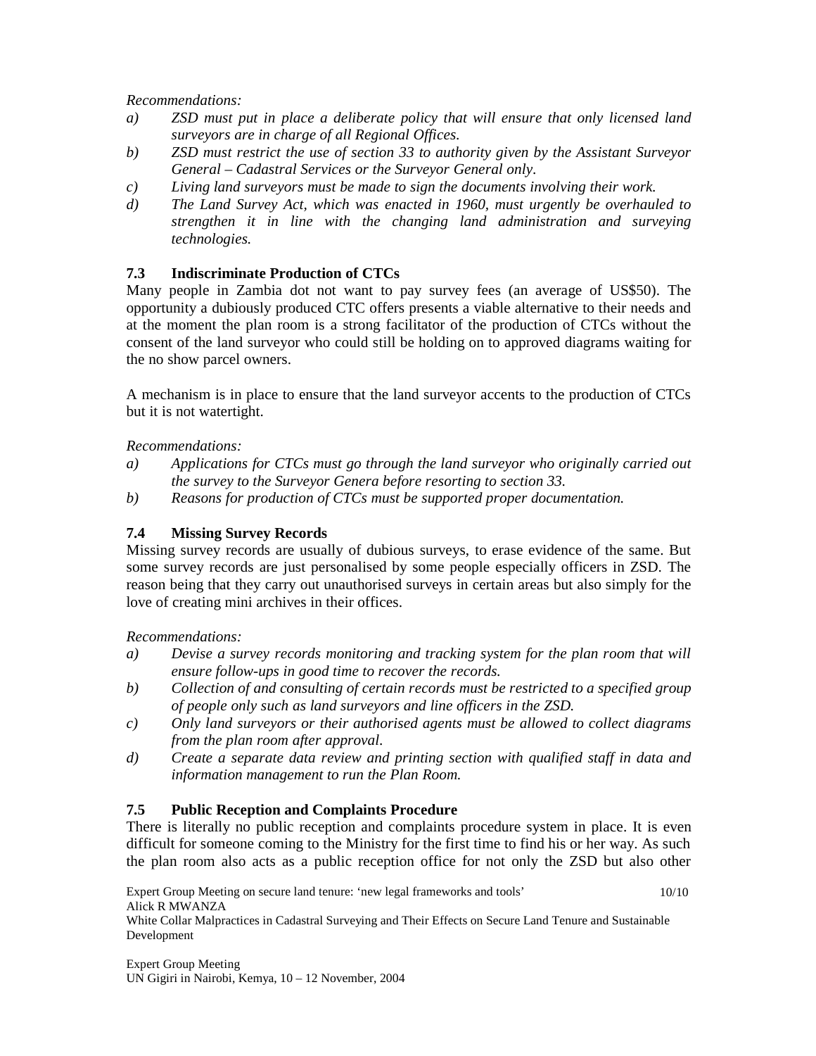*Recommendations:*

a) *ZSD must put in place a deliberate policy that will ensure that only licensed land surveyors are in charge of all Regional Offices.*
b) *ZSD must restrict the use of section 33 to authority given by the Assistant Surveyor General – Cadastral Services or the Surveyor General only.*
c) *Living land surveyors must be made to sign the documents involving their work.*
d) *The Land Survey Act, which was enacted in 1960, must urgently be overhauled to strengthen it in line with the changing land administration and surveying technologies.*

### 7.3 Indiscriminate Production of CTCs

Many people in Zambia dot not want to pay survey fees (an average of US$50). The opportunity a dubiously produced CTC offers presents a viable alternative to their needs and at the moment the plan room is a strong facilitator of the production of CTCs without the consent of the land surveyor who could still be holding on to approved diagrams waiting for the no show parcel owners.

A mechanism is in place to ensure that the land surveyor accents to the production of CTCs but it is not watertight.

*Recommendations:*

a) *Applications for CTCs must go through the land surveyor who originally carried out the survey to the Surveyor Genera before resorting to section 33.*
b) *Reasons for production of CTCs must be supported proper documentation.*

### 7.4 Missing Survey Records

Missing survey records are usually of dubious surveys, to erase evidence of the same. But some survey records are just personalised by some people especially officers in ZSD. The reason being that they carry out unauthorised surveys in certain areas but also simply for the love of creating mini archives in their offices.

*Recommendations:*

a) *Devise a survey records monitoring and tracking system for the plan room that will ensure follow-ups in good time to recover the records.*
b) *Collection of and consulting of certain records must be restricted to a specified group of people only such as land surveyors and line officers in the ZSD.*
c) *Only land surveyors or their authorised agents must be allowed to collect diagrams from the plan room after approval.*
d) *Create a separate data review and printing section with qualified staff in data and information management to run the Plan Room.*

### 7.5 Public Reception and Complaints Procedure

There is literally no public reception and complaints procedure system in place. It is even difficult for someone coming to the Ministry for the first time to find his or her way. As such the plan room also acts as a public reception office for not only the ZSD but also other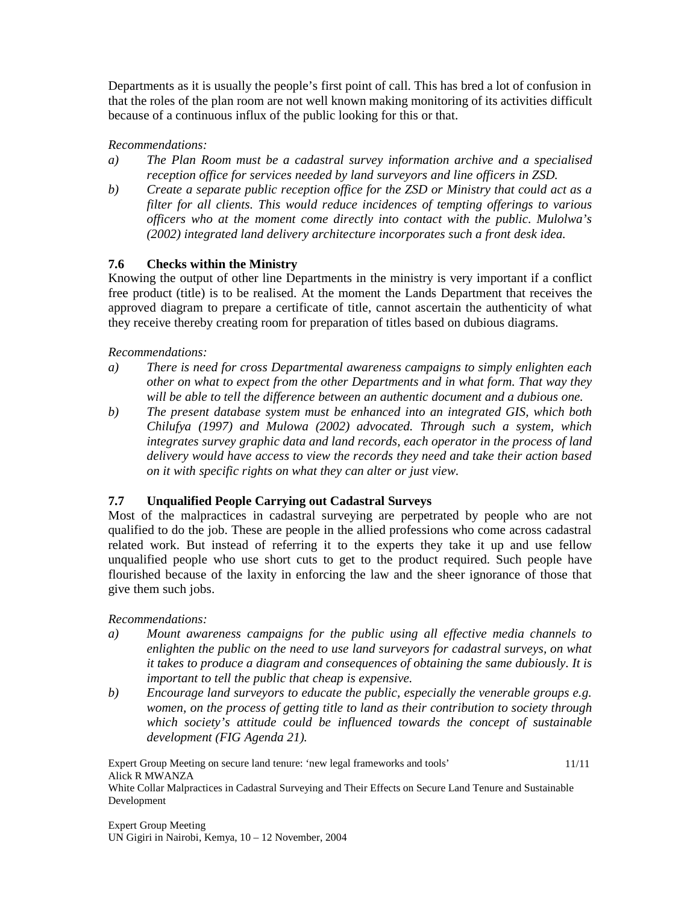Departments as it is usually the people's first point of call. This has bred a lot of confusion in that the roles of the plan room are not well known making monitoring of its activities difficult because of a continuous influx of the public looking for this or that.

*Recommendations:*

a) *The Plan Room must be a cadastral survey information archive and a specialised reception office for services needed by land surveyors and line officers in ZSD.*
b) *Create a separate public reception office for the ZSD or Ministry that could act as a filter for all clients. This would reduce incidences of tempting offerings to various officers who at the moment come directly into contact with the public. Mulolwa's (2002) integrated land delivery architecture incorporates such a front desk idea.*

### 7.6 Checks within the Ministry

Knowing the output of other line Departments in the ministry is very important if a conflict free product (title) is to be realised. At the moment the Lands Department that receives the approved diagram to prepare a certificate of title, cannot ascertain the authenticity of what they receive thereby creating room for preparation of titles based on dubious diagrams.

*Recommendations:*

a) *There is need for cross Departmental awareness campaigns to simply enlighten each other on what to expect from the other Departments and in what form. That way they will be able to tell the difference between an authentic document and a dubious one.*
b) *The present database system must be enhanced into an integrated GIS, which both Chilufya (1997) and Mulowa (2002) advocated. Through such a system, which integrates survey graphic data and land records, each operator in the process of land delivery would have access to view the records they need and take their action based on it with specific rights on what they can alter or just view.*

### 7.7 Unqualified People Carrying out Cadastral Surveys

Most of the malpractices in cadastral surveying are perpetrated by people who are not qualified to do the job. These are people in the allied professions who come across cadastral related work. But instead of referring it to the experts they take it up and use fellow unqualified people who use short cuts to get to the product required. Such people have flourished because of the laxity in enforcing the law and the sheer ignorance of those that give them such jobs.

*Recommendations:*

a) *Mount awareness campaigns for the public using all effective media channels to enlighten the public on the need to use land surveyors for cadastral surveys, on what it takes to produce a diagram and consequences of obtaining the same dubiously. It is important to tell the public that cheap is expensive.*
b) *Encourage land surveyors to educate the public, especially the venerable groups e.g. women, on the process of getting title to land as their contribution to society through which society's attitude could be influenced towards the concept of sustainable development (FIG Agenda 21).*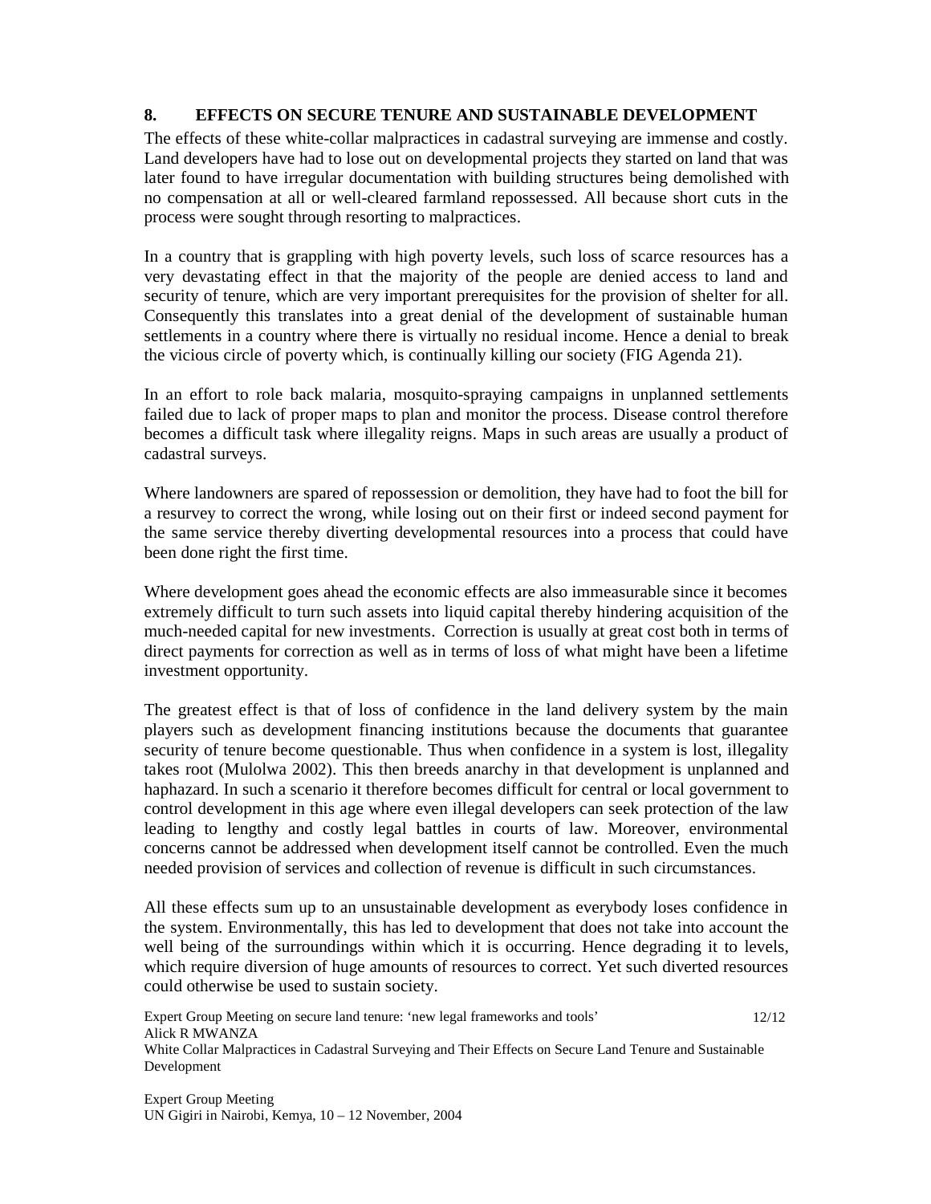## 8. EFFECTS ON SECURE TENURE AND SUSTAINABLE DEVELOPMENT

The effects of these white-collar malpractices in cadastral surveying are immense and costly. Land developers have had to lose out on developmental projects they started on land that was later found to have irregular documentation with building structures being demolished with no compensation at all or well-cleared farmland repossessed. All because short cuts in the process were sought through resorting to malpractices.

In a country that is grappling with high poverty levels, such loss of scarce resources has a very devastating effect in that the majority of the people are denied access to land and security of tenure, which are very important prerequisites for the provision of shelter for all. Consequently this translates into a great denial of the development of sustainable human settlements in a country where there is virtually no residual income. Hence a denial to break the vicious circle of poverty which, is continually killing our society (FIG Agenda 21).

In an effort to role back malaria, mosquito-spraying campaigns in unplanned settlements failed due to lack of proper maps to plan and monitor the process. Disease control therefore becomes a difficult task where illegality reigns. Maps in such areas are usually a product of cadastral surveys.

Where landowners are spared of repossession or demolition, they have had to foot the bill for a resurvey to correct the wrong, while losing out on their first or indeed second payment for the same service thereby diverting developmental resources into a process that could have been done right the first time.

Where development goes ahead the economic effects are also immeasurable since it becomes extremely difficult to turn such assets into liquid capital thereby hindering acquisition of the much-needed capital for new investments. Correction is usually at great cost both in terms of direct payments for correction as well as in terms of loss of what might have been a lifetime investment opportunity.

The greatest effect is that of loss of confidence in the land delivery system by the main players such as development financing institutions because the documents that guarantee security of tenure become questionable. Thus when confidence in a system is lost, illegality takes root (Mulolwa 2002). This then breeds anarchy in that development is unplanned and haphazard. In such a scenario it therefore becomes difficult for central or local government to control development in this age where even illegal developers can seek protection of the law leading to lengthy and costly legal battles in courts of law. Moreover, environmental concerns cannot be addressed when development itself cannot be controlled. Even the much needed provision of services and collection of revenue is difficult in such circumstances.

All these effects sum up to an unsustainable development as everybody loses confidence in the system. Environmentally, this has led to development that does not take into account the well being of the surroundings within which it is occurring. Hence degrading it to levels, which require diversion of huge amounts of resources to correct. Yet such diverted resources could otherwise be used to sustain society.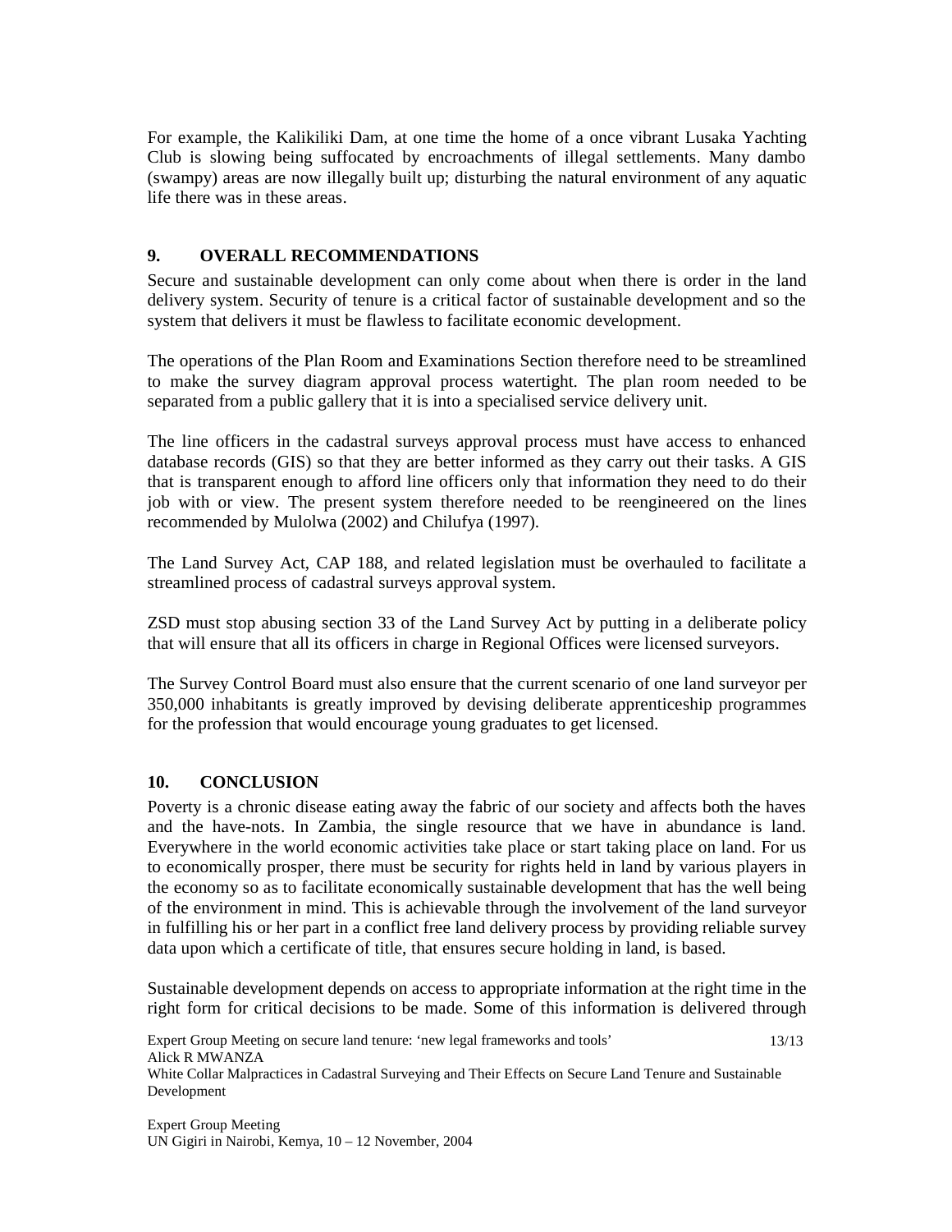For example, the Kalikiliki Dam, at one time the home of a once vibrant Lusaka Yachting Club is slowing being suffocated by encroachments of illegal settlements. Many dambo (swampy) areas are now illegally built up; disturbing the natural environment of any aquatic life there was in these areas.

## 9. OVERALL RECOMMENDATIONS

Secure and sustainable development can only come about when there is order in the land delivery system. Security of tenure is a critical factor of sustainable development and so the system that delivers it must be flawless to facilitate economic development.

The operations of the Plan Room and Examinations Section therefore need to be streamlined to make the survey diagram approval process watertight. The plan room needed to be separated from a public gallery that it is into a specialised service delivery unit.

The line officers in the cadastral surveys approval process must have access to enhanced database records (GIS) so that they are better informed as they carry out their tasks. A GIS that is transparent enough to afford line officers only that information they need to do their job with or view. The present system therefore needed to be reengineered on the lines recommended by Mulolwa (2002) and Chilufya (1997).

The Land Survey Act, CAP 188, and related legislation must be overhauled to facilitate a streamlined process of cadastral surveys approval system.

ZSD must stop abusing section 33 of the Land Survey Act by putting in a deliberate policy that will ensure that all its officers in charge in Regional Offices were licensed surveyors.

The Survey Control Board must also ensure that the current scenario of one land surveyor per 350,000 inhabitants is greatly improved by devising deliberate apprenticeship programmes for the profession that would encourage young graduates to get licensed.

## 10. CONCLUSION

Poverty is a chronic disease eating away the fabric of our society and affects both the haves and the have-nots. In Zambia, the single resource that we have in abundance is land. Everywhere in the world economic activities take place or start taking place on land. For us to economically prosper, there must be security for rights held in land by various players in the economy so as to facilitate economically sustainable development that has the well being of the environment in mind. This is achievable through the involvement of the land surveyor in fulfilling his or her part in a conflict free land delivery process by providing reliable survey data upon which a certificate of title, that ensures secure holding in land, is based.

Sustainable development depends on access to appropriate information at the right time in the right form for critical decisions to be made. Some of this information is delivered through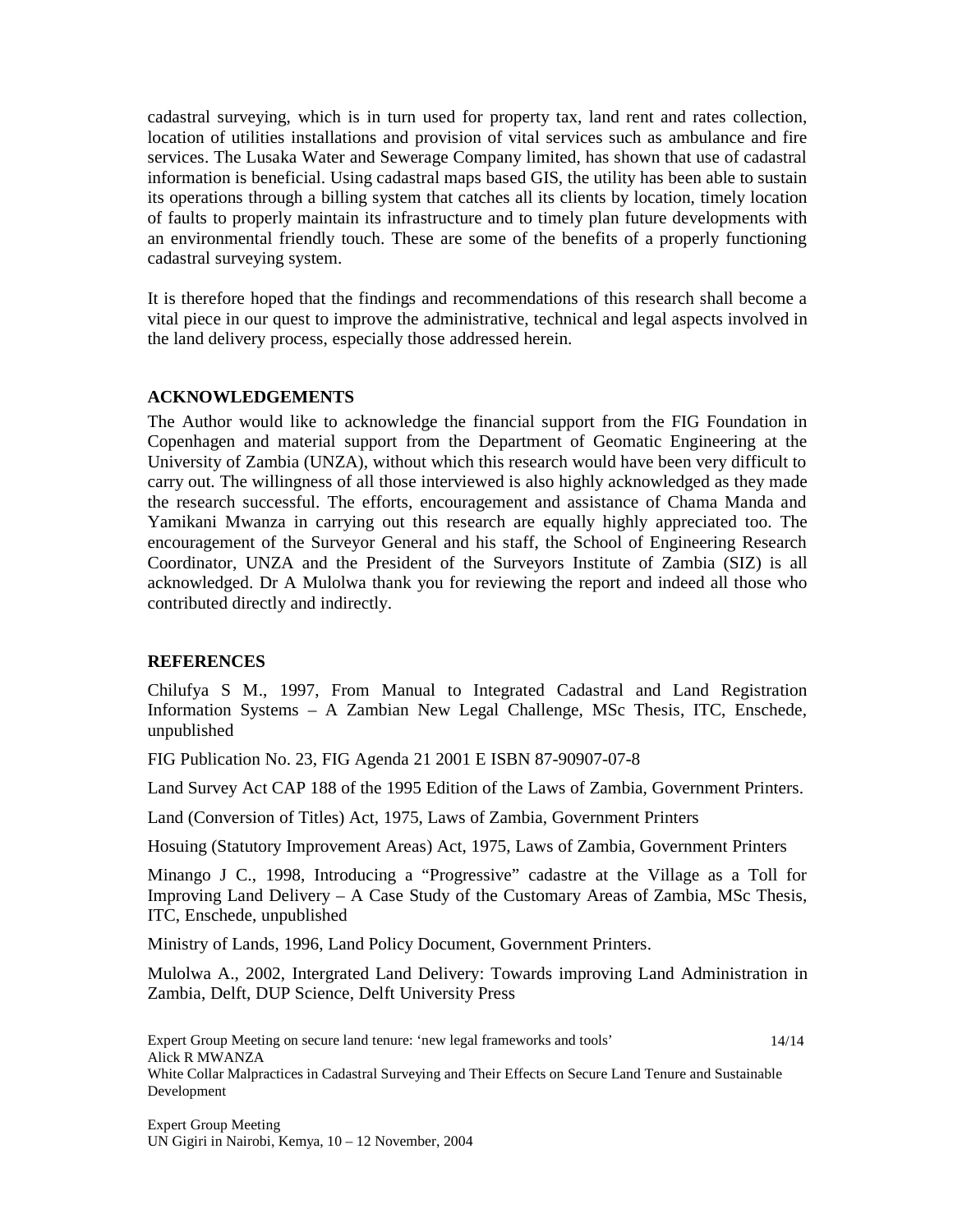cadastral surveying, which is in turn used for property tax, land rent and rates collection, location of utilities installations and provision of vital services such as ambulance and fire services. The Lusaka Water and Sewerage Company limited, has shown that use of cadastral information is beneficial. Using cadastral maps based GIS, the utility has been able to sustain its operations through a billing system that catches all its clients by location, timely location of faults to properly maintain its infrastructure and to timely plan future developments with an environmental friendly touch. These are some of the benefits of a properly functioning cadastral surveying system.

It is therefore hoped that the findings and recommendations of this research shall become a vital piece in our quest to improve the administrative, technical and legal aspects involved in the land delivery process, especially those addressed herein.

## ACKNOWLEDGEMENTS

The Author would like to acknowledge the financial support from the FIG Foundation in Copenhagen and material support from the Department of Geomatic Engineering at the University of Zambia (UNZA), without which this research would have been very difficult to carry out. The willingness of all those interviewed is also highly acknowledged as they made the research successful. The efforts, encouragement and assistance of Chama Manda and Yamikani Mwanza in carrying out this research are equally highly appreciated too. The encouragement of the Surveyor General and his staff, the School of Engineering Research Coordinator, UNZA and the President of the Surveyors Institute of Zambia (SIZ) is all acknowledged. Dr A Mulolwa thank you for reviewing the report and indeed all those who contributed directly and indirectly.

## REFERENCES

Chilufya S M., 1997, From Manual to Integrated Cadastral and Land Registration Information Systems – A Zambian New Legal Challenge, MSc Thesis, ITC, Enschede, unpublished

FIG Publication No. 23, FIG Agenda 21 2001 E ISBN 87-90907-07-8

Land Survey Act CAP 188 of the 1995 Edition of the Laws of Zambia, Government Printers.

Land (Conversion of Titles) Act, 1975, Laws of Zambia, Government Printers

Hosuing (Statutory Improvement Areas) Act, 1975, Laws of Zambia, Government Printers

Minango J C., 1998, Introducing a "Progressive" cadastre at the Village as a Toll for Improving Land Delivery – A Case Study of the Customary Areas of Zambia, MSc Thesis, ITC, Enschede, unpublished

Ministry of Lands, 1996, Land Policy Document, Government Printers.

Mulolwa A., 2002, Intergrated Land Delivery: Towards improving Land Administration in Zambia, Delft, DUP Science, Delft University Press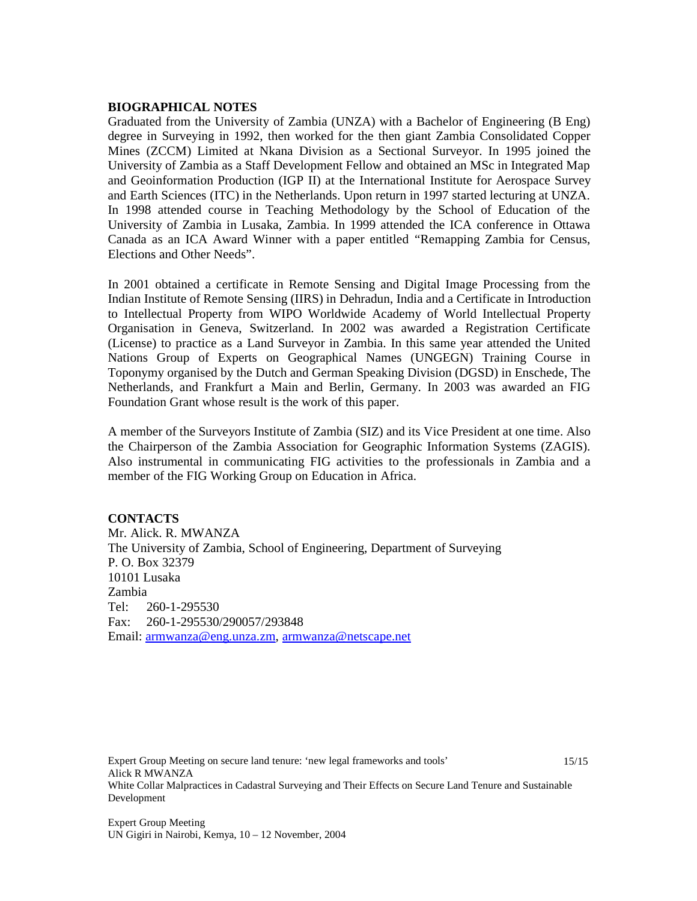## BIOGRAPHICAL NOTES

Graduated from the University of Zambia (UNZA) with a Bachelor of Engineering (B Eng) degree in Surveying in 1992, then worked for the then giant Zambia Consolidated Copper Mines (ZCCM) Limited at Nkana Division as a Sectional Surveyor. In 1995 joined the University of Zambia as a Staff Development Fellow and obtained an MSc in Integrated Map and Geoinformation Production (IGP II) at the International Institute for Aerospace Survey and Earth Sciences (ITC) in the Netherlands. Upon return in 1997 started lecturing at UNZA. In 1998 attended course in Teaching Methodology by the School of Education of the University of Zambia in Lusaka, Zambia. In 1999 attended the ICA conference in Ottawa Canada as an ICA Award Winner with a paper entitled "Remapping Zambia for Census, Elections and Other Needs".

In 2001 obtained a certificate in Remote Sensing and Digital Image Processing from the Indian Institute of Remote Sensing (IIRS) in Dehradun, India and a Certificate in Introduction to Intellectual Property from WIPO Worldwide Academy of World Intellectual Property Organisation in Geneva, Switzerland. In 2002 was awarded a Registration Certificate (License) to practice as a Land Surveyor in Zambia. In this same year attended the United Nations Group of Experts on Geographical Names (UNGEGN) Training Course in Toponymy organised by the Dutch and German Speaking Division (DGSD) in Enschede, The Netherlands, and Frankfurt a Main and Berlin, Germany. In 2003 was awarded an FIG Foundation Grant whose result is the work of this paper.

A member of the Surveyors Institute of Zambia (SIZ) and its Vice President at one time. Also the Chairperson of the Zambia Association for Geographic Information Systems (ZAGIS). Also instrumental in communicating FIG activities to the professionals in Zambia and a member of the FIG Working Group on Education in Africa.

## CONTACTS

Mr. Alick. R. MWANZA  
The University of Zambia, School of Engineering, Department of Surveying  
P. O. Box 32379  
10101 Lusaka  
Zambia  
Tel: 260-1-295530  
Fax: 260-1-295530/290057/293848  
Email: armwanza@eng.unza.zm, armwanza@netscape.net